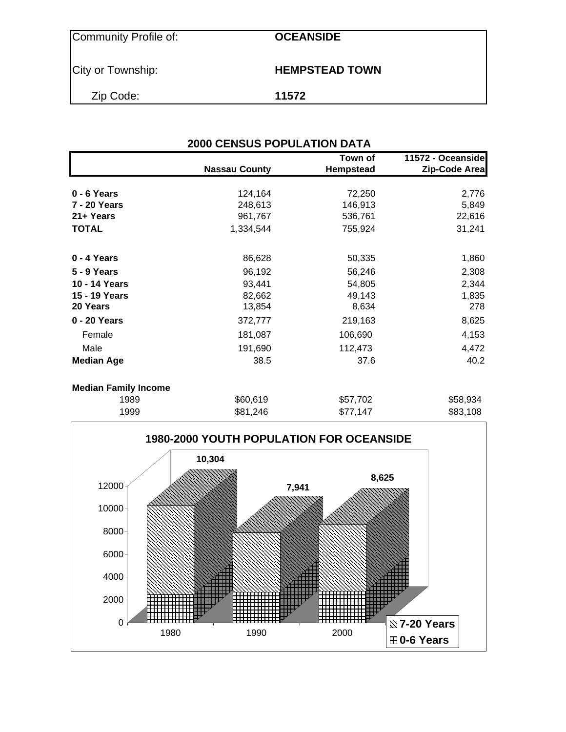| Community Profile of: | **OCEANSIDE** |
|---|---|
| City or Township: | **HEMPSTEAD TOWN** |
| Zip Code: | **11572** |

## 2000 CENSUS POPULATION DATA

| | Nassau County | Town of Hempstead | 11572 - Oceanside Zip-Code Area |
|---|---|---|---|
| **0 - 6 Years** | 124,164 | 72,250 | 2,776 |
| **7 - 20 Years** | 248,613 | 146,913 | 5,849 |
| **21+ Years** | 961,767 | 536,761 | 22,616 |
| **TOTAL** | 1,334,544 | 755,924 | 31,241 |
| | | | |
| **0 - 4 Years** | 86,628 | 50,335 | 1,860 |
| **5 - 9 Years** | 96,192 | 56,246 | 2,308 |
| **10 - 14 Years** | 93,441 | 54,805 | 2,344 |
| **15 - 19 Years** | 82,662 | 49,143 | 1,835 |
| **20 Years** | 13,854 | 8,634 | 278 |
| **0 - 20 Years** | 372,777 | 219,163 | 8,625 |
| Female | 181,087 | 106,690 | 4,153 |
| Male | 191,690 | 112,473 | 4,472 |
| **Median Age** | 38.5 | 37.6 | 40.2 |
| | | | |
| **Median Family Income** | | | |
| 1989 | $60,619 | $57,702 | $58,934 |
| 1999 | $81,246 | $77,147 | $83,108 |

**1980-2000 YOUTH POPULATION FOR OCEANSIDE**

| Year | Total (0-20 Years) |
|---|---|
| 1980 | 10,304 |
| 1990 | 7,941 |
| 2000 | 8,625 |

Legend: 7-20 Years; 0-6 Years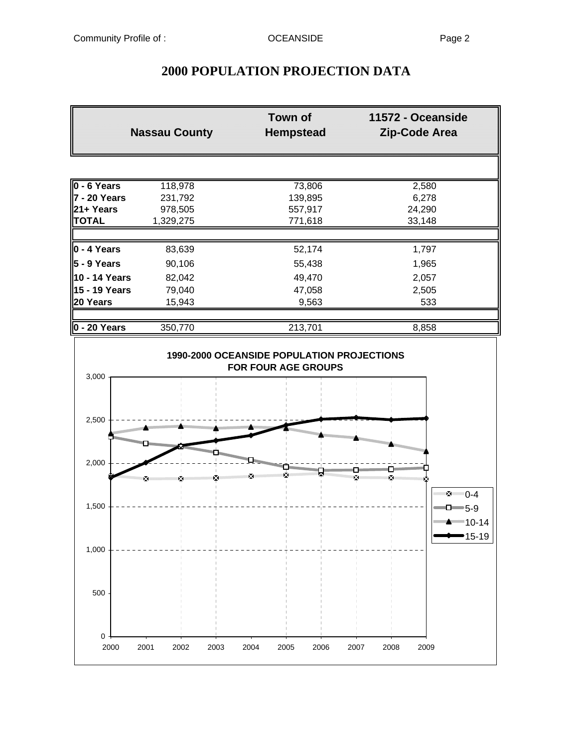# 2000 POPULATION PROJECTION DATA

| | Nassau County | Town of Hempstead | 11572 - Oceanside Zip-Code Area |
|---|---|---|---|
| **0 - 6 Years** | 118,978 | 73,806 | 2,580 |
| **7 - 20 Years** | 231,792 | 139,895 | 6,278 |
| **21+ Years** | 978,505 | 557,917 | 24,290 |
| **TOTAL** | 1,329,275 | 771,618 | 33,148 |
| | | | |
| **0 - 4 Years** | 83,639 | 52,174 | 1,797 |
| **5 - 9 Years** | 90,106 | 55,438 | 1,965 |
| **10 - 14 Years** | 82,042 | 49,470 | 2,057 |
| **15 - 19 Years** | 79,040 | 47,058 | 2,505 |
| **20 Years** | 15,943 | 9,563 | 533 |
| | | | |
| **0 - 20 Years** | 350,770 | 213,701 | 8,858 |

**1990-2000 OCEANSIDE POPULATION PROJECTIONS FOR FOUR AGE GROUPS**

(Line chart, 2000–2009; series: 0-4, 5-9, 10-14, 15-19; y-axis 0 to 3,000)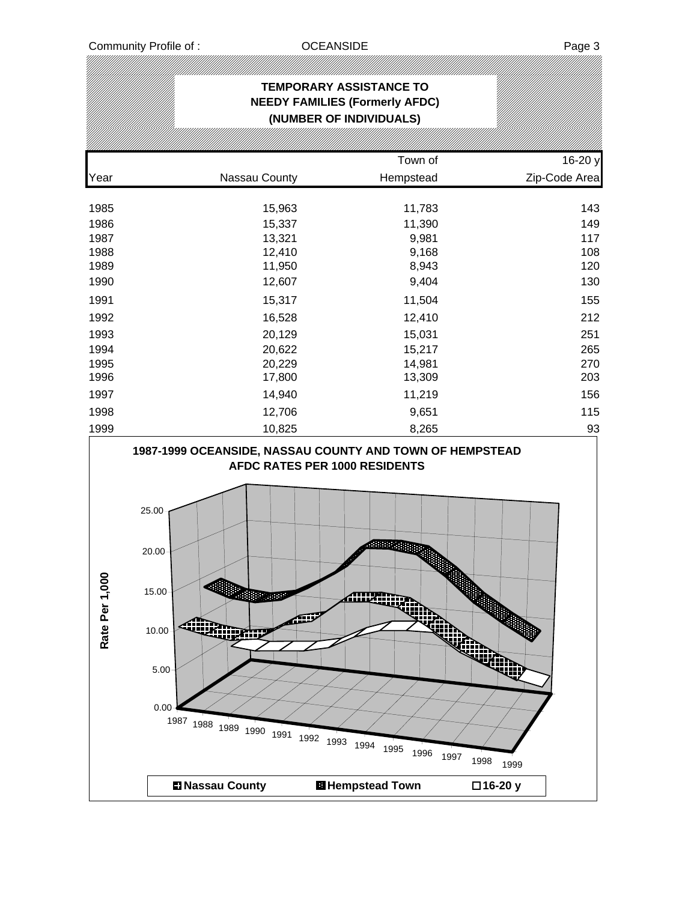## TEMPORARY ASSISTANCE TO NEEDY FAMILIES (Formerly AFDC) (NUMBER OF INDIVIDUALS)

| Year | Nassau County | Town of Hempstead | 16-20 y Zip-Code Area |
|---|---|---|---|
| 1985 | 15,963 | 11,783 | 143 |
| 1986 | 15,337 | 11,390 | 149 |
| 1987 | 13,321 | 9,981 | 117 |
| 1988 | 12,410 | 9,168 | 108 |
| 1989 | 11,950 | 8,943 | 120 |
| 1990 | 12,607 | 9,404 | 130 |
| 1991 | 15,317 | 11,504 | 155 |
| 1992 | 16,528 | 12,410 | 212 |
| 1993 | 20,129 | 15,031 | 251 |
| 1994 | 20,622 | 15,217 | 265 |
| 1995 | 20,229 | 14,981 | 270 |
| 1996 | 17,800 | 13,309 | 203 |
| 1997 | 14,940 | 11,219 | 156 |
| 1998 | 12,706 | 9,651 | 115 |
| 1999 | 10,825 | 8,265 | 93 |

**1987-1999 OCEANSIDE, NASSAU COUNTY AND TOWN OF HEMPSTEAD AFDC RATES PER 1000 RESIDENTS**

Rate Per 1,000

0.00, 5.00, 10.00, 15.00, 20.00, 25.00

1987 1988 1989 1990 1991 1992 1993 1994 1995 1996 1997 1998 1999

Nassau County | Hempstead Town | 16-20 y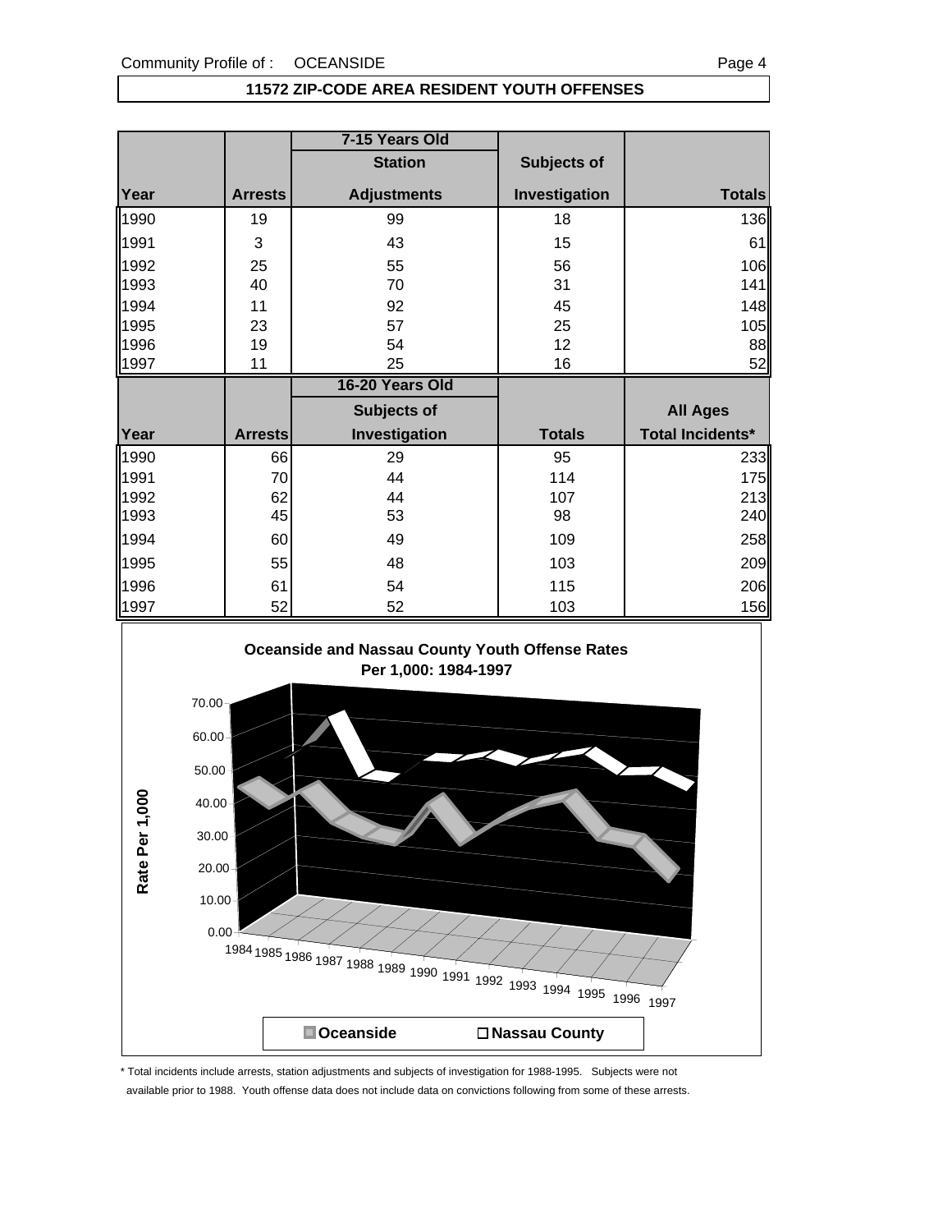## 11572 ZIP-CODE AREA RESIDENT YOUTH OFFENSES

| | | 7-15 Years Old | | |
|---|---|---|---|---|
| | | Station | Subjects of | |
| Year | Arrests | Adjustments | Investigation | Totals |
| 1990 | 19 | 99 | 18 | 136 |
| 1991 | 3 | 43 | 15 | 61 |
| 1992 | 25 | 55 | 56 | 106 |
| 1993 | 40 | 70 | 31 | 141 |
| 1994 | 11 | 92 | 45 | 148 |
| 1995 | 23 | 57 | 25 | 105 |
| 1996 | 19 | 54 | 12 | 88 |
| 1997 | 11 | 25 | 16 | 52 |

| | | 16-20 Years Old | | |
|---|---|---|---|---|
| | | Subjects of | | All Ages |
| Year | Arrests | Investigation | Totals | Total Incidents* |
| 1990 | 66 | 29 | 95 | 233 |
| 1991 | 70 | 44 | 114 | 175 |
| 1992 | 62 | 44 | 107 | 213 |
| 1993 | 45 | 53 | 98 | 240 |
| 1994 | 60 | 49 | 109 | 258 |
| 1995 | 55 | 48 | 103 | 209 |
| 1996 | 61 | 54 | 115 | 206 |
| 1997 | 52 | 52 | 103 | 156 |

**Oceanside and Nassau County Youth Offense Rates Per 1,000: 1984-1997**

Rate Per 1,000: 0.00, 10.00, 20.00, 30.00, 40.00, 50.00, 60.00, 70.00

Years: 1984, 1985, 1986, 1987, 1988, 1989, 1990, 1991, 1992, 1993, 1994, 1995, 1996, 1997

Oceanside | Nassau County

\* Total incidents include arrests, station adjustments and subjects of investigation for 1988-1995. Subjects were not available prior to 1988. Youth offense data does not include data on convictions following from some of these arrests.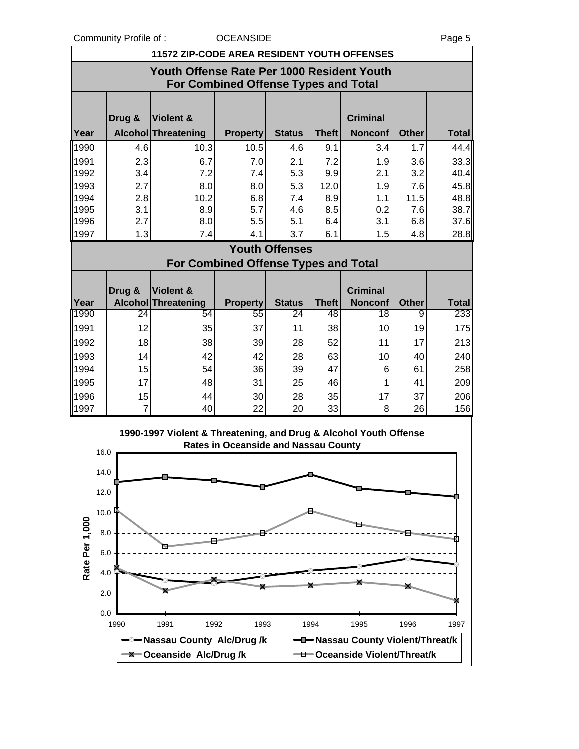## 11572 ZIP-CODE AREA RESIDENT YOUTH OFFENSES

### Youth Offense Rate Per 1000 Resident Youth For Combined Offense Types and Total

| Year | Drug & Alcohol | Violent & Threatening | Property | Status | Theft | Criminal Nonconf | Other | Total |
|---|---|---|---|---|---|---|---|---|
| 1990 | 4.6 | 10.3 | 10.5 | 4.6 | 9.1 | 3.4 | 1.7 | 44.4 |
| 1991 | 2.3 | 6.7 | 7.0 | 2.1 | 7.2 | 1.9 | 3.6 | 33.3 |
| 1992 | 3.4 | 7.2 | 7.4 | 5.3 | 9.9 | 2.1 | 3.2 | 40.4 |
| 1993 | 2.7 | 8.0 | 8.0 | 5.3 | 12.0 | 1.9 | 7.6 | 45.8 |
| 1994 | 2.8 | 10.2 | 6.8 | 7.4 | 8.9 | 1.1 | 11.5 | 48.8 |
| 1995 | 3.1 | 8.9 | 5.7 | 4.6 | 8.5 | 0.2 | 7.6 | 38.7 |
| 1996 | 2.7 | 8.0 | 5.5 | 5.1 | 6.4 | 3.1 | 6.8 | 37.6 |
| 1997 | 1.3 | 7.4 | 4.1 | 3.7 | 6.1 | 1.5 | 4.8 | 28.8 |

### Youth Offenses For Combined Offense Types and Total

| Year | Drug & Alcohol | Violent & Threatening | Property | Status | Theft | Criminal Nonconf | Other | Total |
|---|---|---|---|---|---|---|---|---|
| 1990 | 24 | 54 | 55 | 24 | 48 | 18 | 9 | 233 |
| 1991 | 12 | 35 | 37 | 11 | 38 | 10 | 19 | 175 |
| 1992 | 18 | 38 | 39 | 28 | 52 | 11 | 17 | 213 |
| 1993 | 14 | 42 | 42 | 28 | 63 | 10 | 40 | 240 |
| 1994 | 15 | 54 | 36 | 39 | 47 | 6 | 61 | 258 |
| 1995 | 17 | 48 | 31 | 25 | 46 | 1 | 41 | 209 |
| 1996 | 15 | 44 | 30 | 28 | 35 | 17 | 37 | 206 |
| 1997 | 7 | 40 | 22 | 20 | 33 | 8 | 26 | 156 |

**1990-1997 Violent & Threatening, and Drug & Alcohol Youth Offense Rates in Oceanside and Nassau County**

Rate Per 1,000

Legend: Nassau County Alc/Drug /k; Nassau County Violent/Threat/k; Oceanside Alc/Drug /k; Oceanside Violent/Threat/k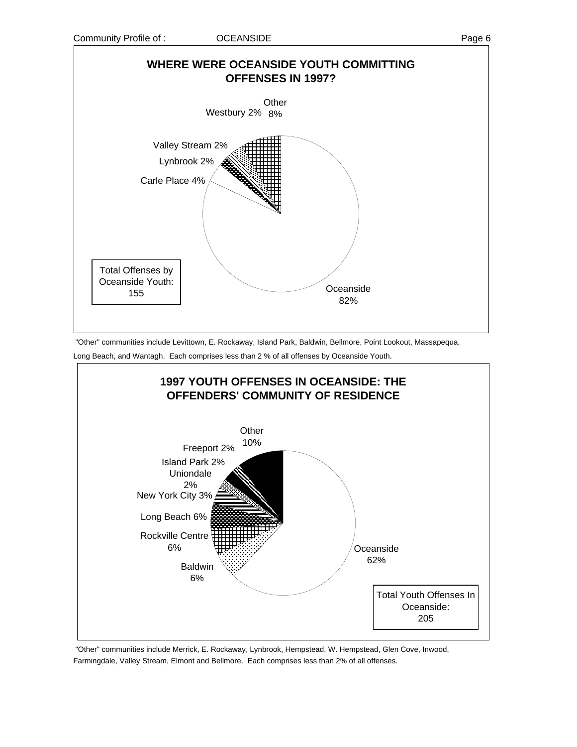## WHERE WERE OCEANSIDE YOUTH COMMITTING OFFENSES IN 1997?

| Location | Percent |
|---|---|
| Oceanside | 82% |
| Carle Place | 4% |
| Lynbrook | 2% |
| Valley Stream | 2% |
| Westbury | 2% |
| Other | 8% |

Total Offenses by Oceanside Youth: 155

"Other" communities include Levittown, E. Rockaway, Island Park, Baldwin, Bellmore, Point Lookout, Massapequa, Long Beach, and Wantagh. Each comprises less than 2 % of all offenses by Oceanside Youth.

## 1997 YOUTH OFFENSES IN OCEANSIDE: THE OFFENDERS' COMMUNITY OF RESIDENCE

| Community of Residence | Percent |
|---|---|
| Oceanside | 62% |
| Baldwin | 6% |
| Rockville Centre | 6% |
| Long Beach | 6% |
| New York City | 3% |
| Uniondale | 2% |
| Island Park | 2% |
| Freeport | 2% |
| Other | 10% |

Total Youth Offenses In Oceanside: 205

"Other" communities include Merrick, E. Rockaway, Lynbrook, Hempstead, W. Hempstead, Glen Cove, Inwood, Farmingdale, Valley Stream, Elmont and Bellmore. Each comprises less than 2% of all offenses.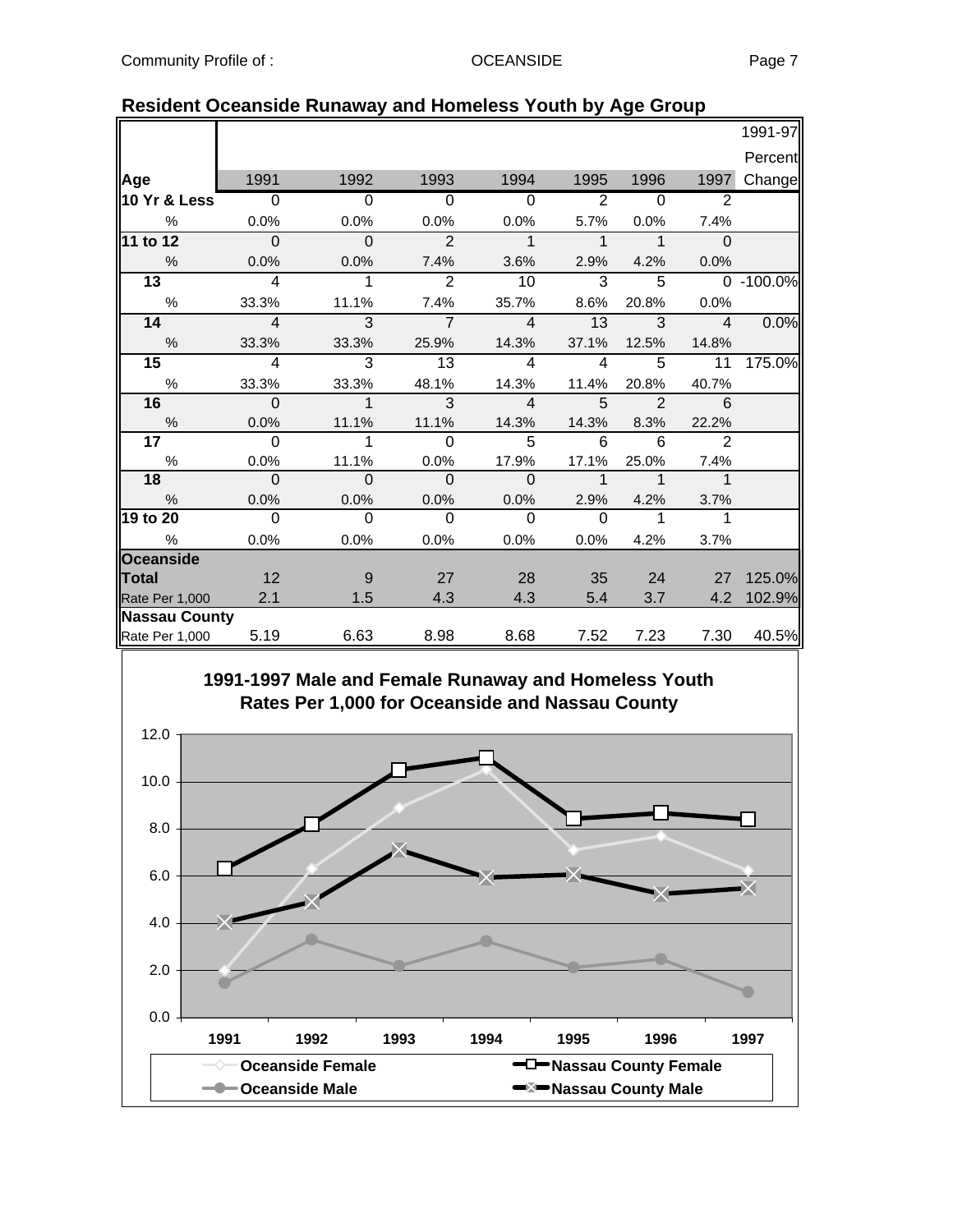## Resident Oceanside Runaway and Homeless Youth by Age Group

| Age | 1991 | 1992 | 1993 | 1994 | 1995 | 1996 | 1997 | 1991-97 Percent Change |
|---|---|---|---|---|---|---|---|---|
| **10 Yr & Less** | 0 | 0 | 0 | 0 | 2 | 0 | 2 | |
| % | 0.0% | 0.0% | 0.0% | 0.0% | 5.7% | 0.0% | 7.4% | |
| **11 to 12** | 0 | 0 | 2 | 1 | 1 | 1 | 0 | |
| % | 0.0% | 0.0% | 7.4% | 3.6% | 2.9% | 4.2% | 0.0% | |
| **13** | 4 | 1 | 2 | 10 | 3 | 5 | 0 | -100.0% |
| % | 33.3% | 11.1% | 7.4% | 35.7% | 8.6% | 20.8% | 0.0% | |
| **14** | 4 | 3 | 7 | 4 | 13 | 3 | 4 | 0.0% |
| % | 33.3% | 33.3% | 25.9% | 14.3% | 37.1% | 12.5% | 14.8% | |
| **15** | 4 | 3 | 13 | 4 | 4 | 5 | 11 | 175.0% |
| % | 33.3% | 33.3% | 48.1% | 14.3% | 11.4% | 20.8% | 40.7% | |
| **16** | 0 | 1 | 3 | 4 | 5 | 2 | 6 | |
| % | 0.0% | 11.1% | 11.1% | 14.3% | 14.3% | 8.3% | 22.2% | |
| **17** | 0 | 1 | 0 | 5 | 6 | 6 | 2 | |
| % | 0.0% | 11.1% | 0.0% | 17.9% | 17.1% | 25.0% | 7.4% | |
| **18** | 0 | 0 | 0 | 0 | 1 | 1 | 1 | |
| % | 0.0% | 0.0% | 0.0% | 0.0% | 2.9% | 4.2% | 3.7% | |
| **19 to 20** | 0 | 0 | 0 | 0 | 0 | 1 | 1 | |
| % | 0.0% | 0.0% | 0.0% | 0.0% | 0.0% | 4.2% | 3.7% | |
| **Oceanside Total** | 12 | 9 | 27 | 28 | 35 | 24 | 27 | 125.0% |
| Rate Per 1,000 | 2.1 | 1.5 | 4.3 | 4.3 | 5.4 | 3.7 | 4.2 | 102.9% |
| **Nassau County** | | | | | | | | |
| Rate Per 1,000 | 5.19 | 6.63 | 8.98 | 8.68 | 7.52 | 7.23 | 7.30 | 40.5% |

### 1991-1997 Male and Female Runaway and Homeless Youth Rates Per 1,000 for Oceanside and Nassau County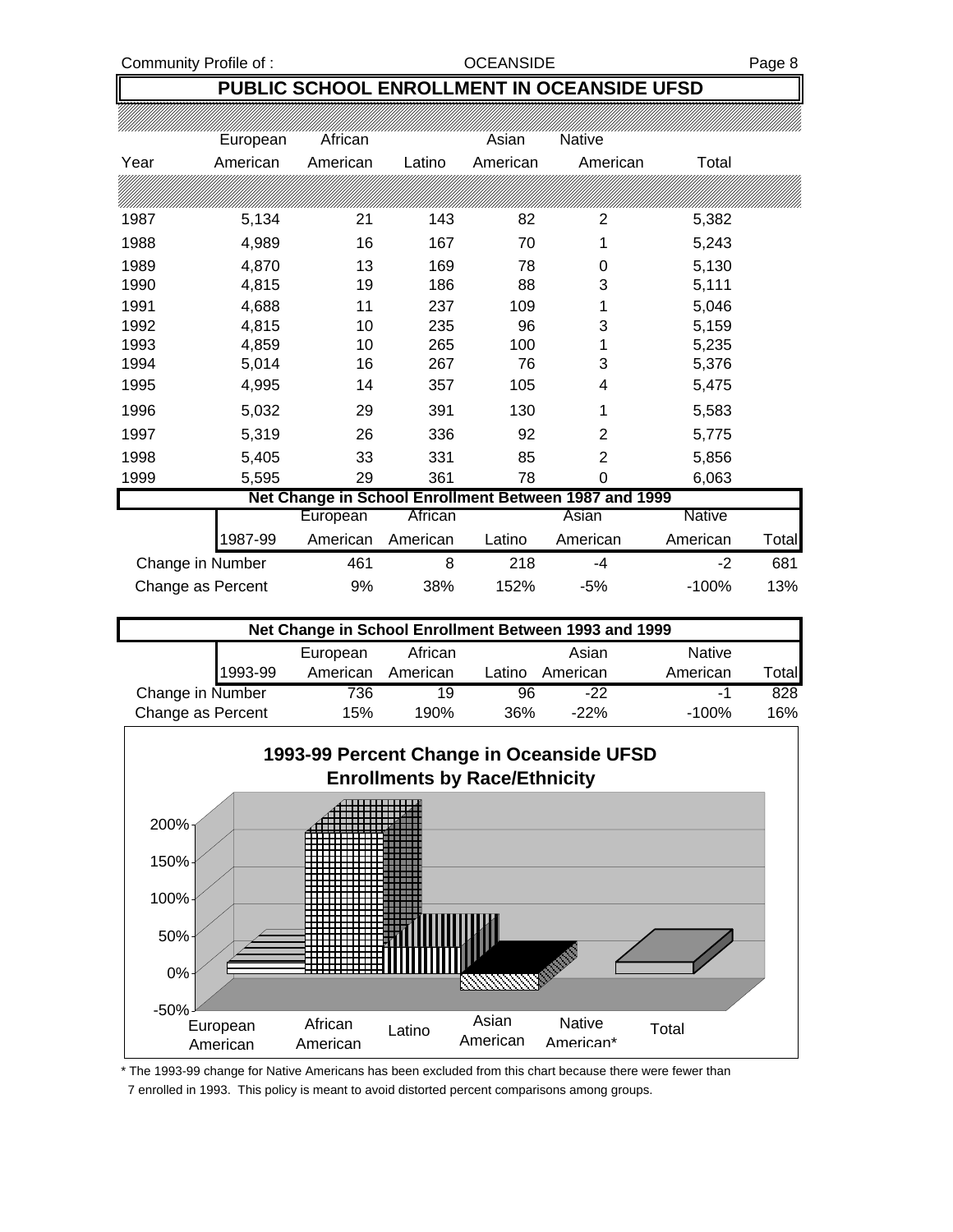Community Profile of : OCEANSIDE

# PUBLIC SCHOOL ENROLLMENT IN OCEANSIDE UFSD

| Year | European American | African American | Latino | Asian American | Native American | Total |
|---|---|---|---|---|---|---|
| 1987 | 5,134 | 21 | 143 | 82 | 2 | 5,382 |
| 1988 | 4,989 | 16 | 167 | 70 | 1 | 5,243 |
| 1989 | 4,870 | 13 | 169 | 78 | 0 | 5,130 |
| 1990 | 4,815 | 19 | 186 | 88 | 3 | 5,111 |
| 1991 | 4,688 | 11 | 237 | 109 | 1 | 5,046 |
| 1992 | 4,815 | 10 | 235 | 96 | 3 | 5,159 |
| 1993 | 4,859 | 10 | 265 | 100 | 1 | 5,235 |
| 1994 | 5,014 | 16 | 267 | 76 | 3 | 5,376 |
| 1995 | 4,995 | 14 | 357 | 105 | 4 | 5,475 |
| 1996 | 5,032 | 29 | 391 | 130 | 1 | 5,583 |
| 1997 | 5,319 | 26 | 336 | 92 | 2 | 5,775 |
| 1998 | 5,405 | 33 | 331 | 85 | 2 | 5,856 |
| 1999 | 5,595 | 29 | 361 | 78 | 0 | 6,063 |

## Net Change in School Enrollment Between 1987 and 1999

| 1987-99 | European American | African American | Latino | Asian American | Native American | Total |
|---|---|---|---|---|---|---|
| Change in Number | 461 | 8 | 218 | -4 | -2 | 681 |
| Change as Percent | 9% | 38% | 152% | -5% | -100% | 13% |

## Net Change in School Enrollment Between 1993 and 1999

| 1993-99 | European American | African American | Latino | Asian American | Native American | Total |
|---|---|---|---|---|---|---|
| Change in Number | 736 | 19 | 96 | -22 | -1 | 828 |
| Change as Percent | 15% | 190% | 36% | -22% | -100% | 16% |

## 1993-99 Percent Change in Oceanside UFSD Enrollments by Race/Ethnicity

| Group | Percent Change |
|---|---|
| European American | 15% |
| African American | 190% |
| Latino | 36% |
| Asian American | -22% |
| Native American* | |
| Total | 16% |

\* The 1993-99 change for Native Americans has been excluded from this chart because there were fewer than 7 enrolled in 1993. This policy is meant to avoid distorted percent comparisons among groups.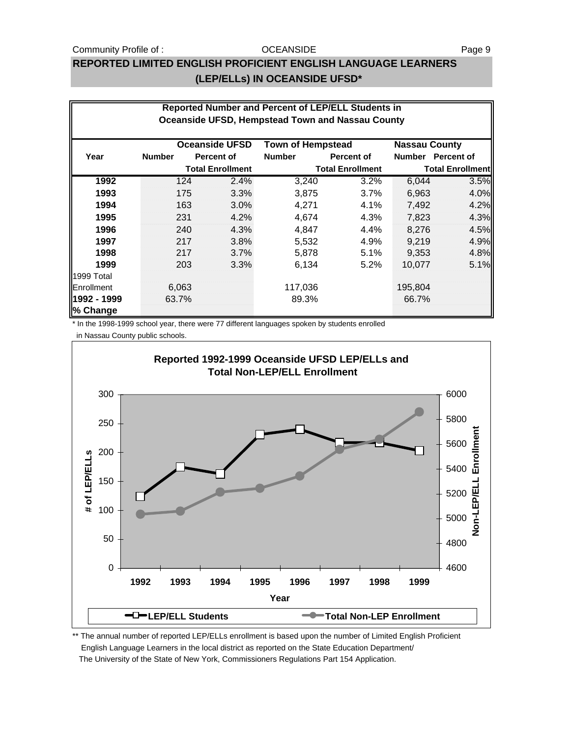## REPORTED LIMITED ENGLISH PROFICIENT ENGLISH LANGUAGE LEARNERS (LEP/ELLs) IN OCEANSIDE UFSD*

**Reported Number and Percent of LEP/ELL Students in Oceanside UFSD, Hempstead Town and Nassau County**

| Year | Oceanside UFSD | | Town of Hempstead | | Nassau County | |
|---|---|---|---|---|---|---|
| | Number | Percent of Total Enrollment | Number | Percent of Total Enrollment | Number | Percent of Total Enrollment |
| **1992** | 124 | 2.4% | 3,240 | 3.2% | 6,044 | 3.5% |
| **1993** | 175 | 3.3% | 3,875 | 3.7% | 6,963 | 4.0% |
| **1994** | 163 | 3.0% | 4,271 | 4.1% | 7,492 | 4.2% |
| **1995** | 231 | 4.2% | 4,674 | 4.3% | 7,823 | 4.3% |
| **1996** | 240 | 4.3% | 4,847 | 4.4% | 8,276 | 4.5% |
| **1997** | 217 | 3.8% | 5,532 | 4.9% | 9,219 | 4.9% |
| **1998** | 217 | 3.7% | 5,878 | 5.1% | 9,353 | 4.8% |
| **1999** | 203 | 3.3% | 6,134 | 5.2% | 10,077 | 5.1% |
| 1999 Total Enrollment | 6,063 | | 117,036 | | 195,804 | |
| **1992 - 1999 % Change** | 63.7% | | 89.3% | | 66.7% | |

\* In the 1998-1999 school year, there were 77 different languages spoken by students enrolled in Nassau County public schools.

**Reported 1992-1999 Oceanside UFSD LEP/ELLs and Total Non-LEP/ELL Enrollment**

\*\* The annual number of reported LEP/ELLs enrollment is based upon the number of Limited English Proficient English Language Learners in the local district as reported on the State Education Department/ The University of the State of New York, Commissioners Regulations Part 154 Application.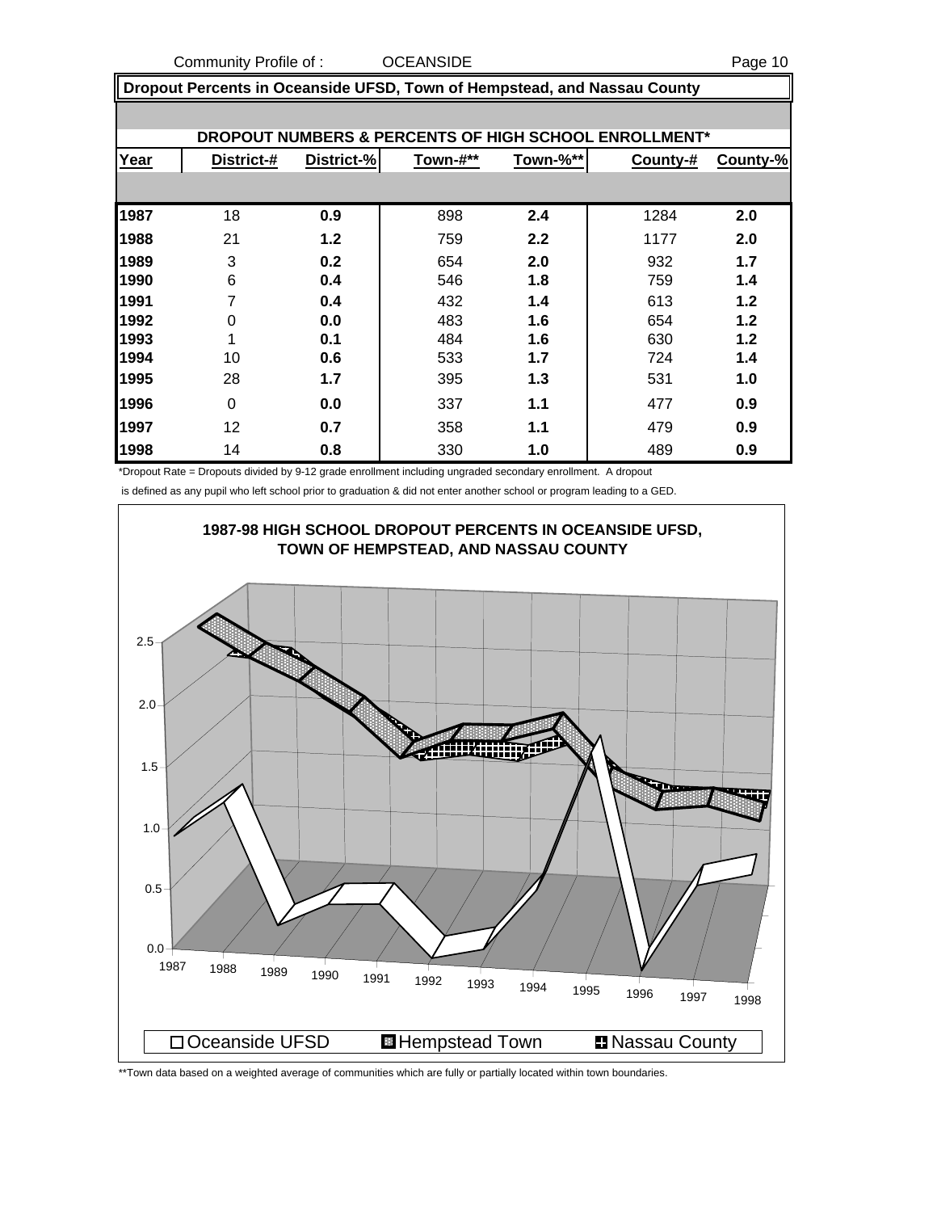## Dropout Percents in Oceanside UFSD, Town of Hempstead, and Nassau County

### DROPOUT NUMBERS & PERCENTS OF HIGH SCHOOL ENROLLMENT*

| Year | District-# | District-% | Town-#** | Town-%** | County-# | County-% |
|---|---|---|---|---|---|---|
| 1987 | 18 | **0.9** | 898 | **2.4** | 1284 | **2.0** |
| 1988 | 21 | **1.2** | 759 | **2.2** | 1177 | **2.0** |
| 1989 | 3 | **0.2** | 654 | **2.0** | 932 | **1.7** |
| 1990 | 6 | **0.4** | 546 | **1.8** | 759 | **1.4** |
| 1991 | 7 | **0.4** | 432 | **1.4** | 613 | **1.2** |
| 1992 | 0 | **0.0** | 483 | **1.6** | 654 | **1.2** |
| 1993 | 1 | **0.1** | 484 | **1.6** | 630 | **1.2** |
| 1994 | 10 | **0.6** | 533 | **1.7** | 724 | **1.4** |
| 1995 | 28 | **1.7** | 395 | **1.3** | 531 | **1.0** |
| 1996 | 0 | **0.0** | 337 | **1.1** | 477 | **0.9** |
| 1997 | 12 | **0.7** | 358 | **1.1** | 479 | **0.9** |
| 1998 | 14 | **0.8** | 330 | **1.0** | 489 | **0.9** |

*Dropout Rate = Dropouts divided by 9-12 grade enrollment including ungraded secondary enrollment. A dropout is defined as any pupil who left school prior to graduation & did not enter another school or program leading to a GED.

**1987-98 HIGH SCHOOL DROPOUT PERCENTS IN OCEANSIDE UFSD, TOWN OF HEMPSTEAD, AND NASSAU COUNTY**

□ Oceanside UFSD ■ Hempstead Town ■ Nassau County

**Town data based on a weighted average of communities which are fully or partially located within town boundaries.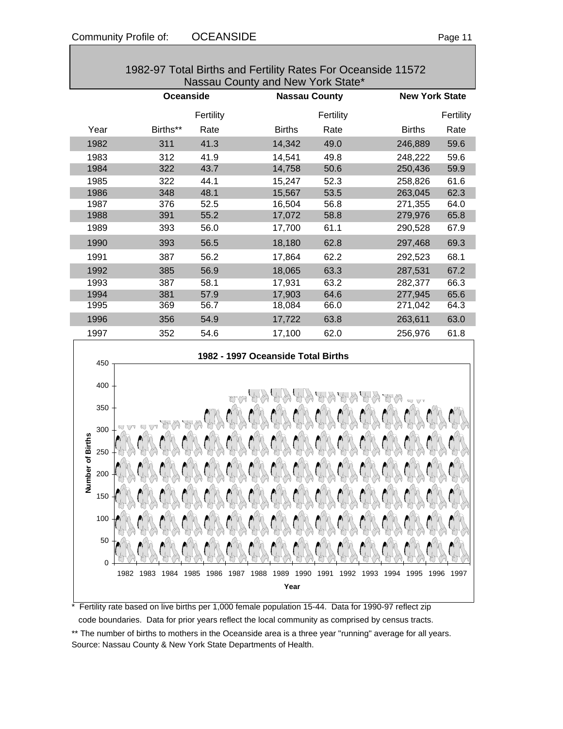## 1982-97 Total Births and Fertility Rates For Oceanside 11572 Nassau County and New York State*

| | Oceanside | | Nassau County | | New York State | |
|---|---|---|---|---|---|---|
| | | Fertility | | Fertility | | Fertility |
| Year | Births** | Rate | Births | Rate | Births | Rate |
| 1982 | 311 | 41.3 | 14,342 | 49.0 | 246,889 | 59.6 |
| 1983 | 312 | 41.9 | 14,541 | 49.8 | 248,222 | 59.6 |
| 1984 | 322 | 43.7 | 14,758 | 50.6 | 250,436 | 59.9 |
| 1985 | 322 | 44.1 | 15,247 | 52.3 | 258,826 | 61.6 |
| 1986 | 348 | 48.1 | 15,567 | 53.5 | 263,045 | 62.3 |
| 1987 | 376 | 52.5 | 16,504 | 56.8 | 271,355 | 64.0 |
| 1988 | 391 | 55.2 | 17,072 | 58.8 | 279,976 | 65.8 |
| 1989 | 393 | 56.0 | 17,700 | 61.1 | 290,528 | 67.9 |
| 1990 | 393 | 56.5 | 18,180 | 62.8 | 297,468 | 69.3 |
| 1991 | 387 | 56.2 | 17,864 | 62.2 | 292,523 | 68.1 |
| 1992 | 385 | 56.9 | 18,065 | 63.3 | 287,531 | 67.2 |
| 1993 | 387 | 58.1 | 17,931 | 63.2 | 282,377 | 66.3 |
| 1994 | 381 | 57.9 | 17,903 | 64.6 | 277,945 | 65.6 |
| 1995 | 369 | 56.7 | 18,084 | 66.0 | 271,042 | 64.3 |
| 1996 | 356 | 54.9 | 17,722 | 63.8 | 263,611 | 63.0 |
| 1997 | 352 | 54.6 | 17,100 | 62.0 | 256,976 | 61.8 |

**1982 - 1997 Oceanside Total Births**

\* Fertility rate based on live births per 1,000 female population 15-44. Data for 1990-97 reflect zip code boundaries. Data for prior years reflect the local community as comprised by census tracts.

** The number of births to mothers in the Oceanside area is a three year "running" average for all years.

Source: Nassau County & New York State Departments of Health.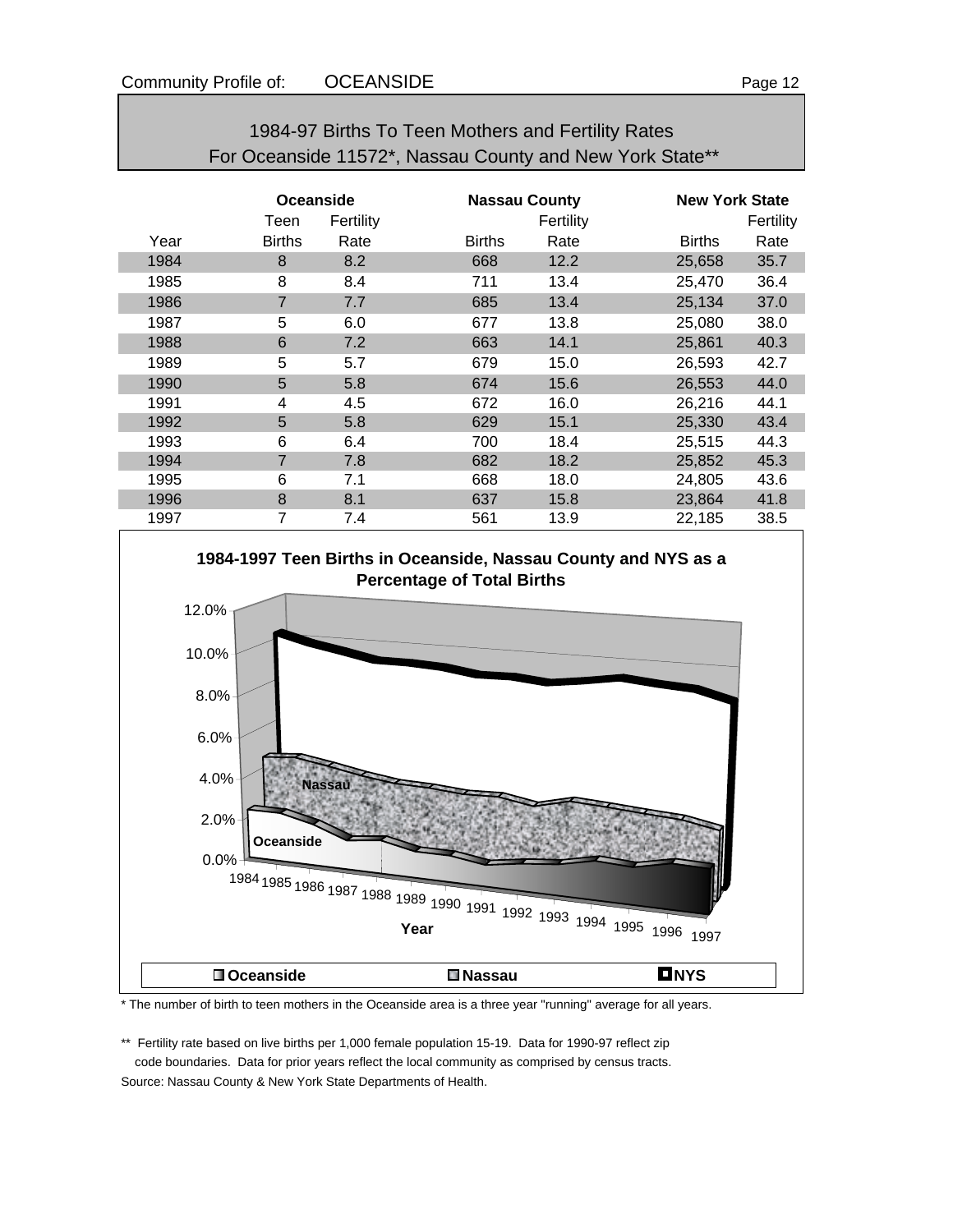## 1984-97 Births To Teen Mothers and Fertility Rates For Oceanside 11572*, Nassau County and New York State**

| | Oceanside | | Nassau County | | New York State | |
|---|---|---|---|---|---|---|
| | Teen | Fertility | | Fertility | | Fertility |
| Year | Births | Rate | Births | Rate | Births | Rate |
| 1984 | 8 | 8.2 | 668 | 12.2 | 25,658 | 35.7 |
| 1985 | 8 | 8.4 | 711 | 13.4 | 25,470 | 36.4 |
| 1986 | 7 | 7.7 | 685 | 13.4 | 25,134 | 37.0 |
| 1987 | 5 | 6.0 | 677 | 13.8 | 25,080 | 38.0 |
| 1988 | 6 | 7.2 | 663 | 14.1 | 25,861 | 40.3 |
| 1989 | 5 | 5.7 | 679 | 15.0 | 26,593 | 42.7 |
| 1990 | 5 | 5.8 | 674 | 15.6 | 26,553 | 44.0 |
| 1991 | 4 | 4.5 | 672 | 16.0 | 26,216 | 44.1 |
| 1992 | 5 | 5.8 | 629 | 15.1 | 25,330 | 43.4 |
| 1993 | 6 | 6.4 | 700 | 18.4 | 25,515 | 44.3 |
| 1994 | 7 | 7.8 | 682 | 18.2 | 25,852 | 45.3 |
| 1995 | 6 | 7.1 | 668 | 18.0 | 24,805 | 43.6 |
| 1996 | 8 | 8.1 | 637 | 15.8 | 23,864 | 41.8 |
| 1997 | 7 | 7.4 | 561 | 13.9 | 22,185 | 38.5 |

**1984-1997 Teen Births in Oceanside, Nassau County and NYS as a Percentage of Total Births**

\* The number of birth to teen mothers in the Oceanside area is a three year "running" average for all years.

\*\* Fertility rate based on live births per 1,000 female population 15-19. Data for 1990-97 reflect zip code boundaries. Data for prior years reflect the local community as comprised by census tracts.

Source: Nassau County & New York State Departments of Health.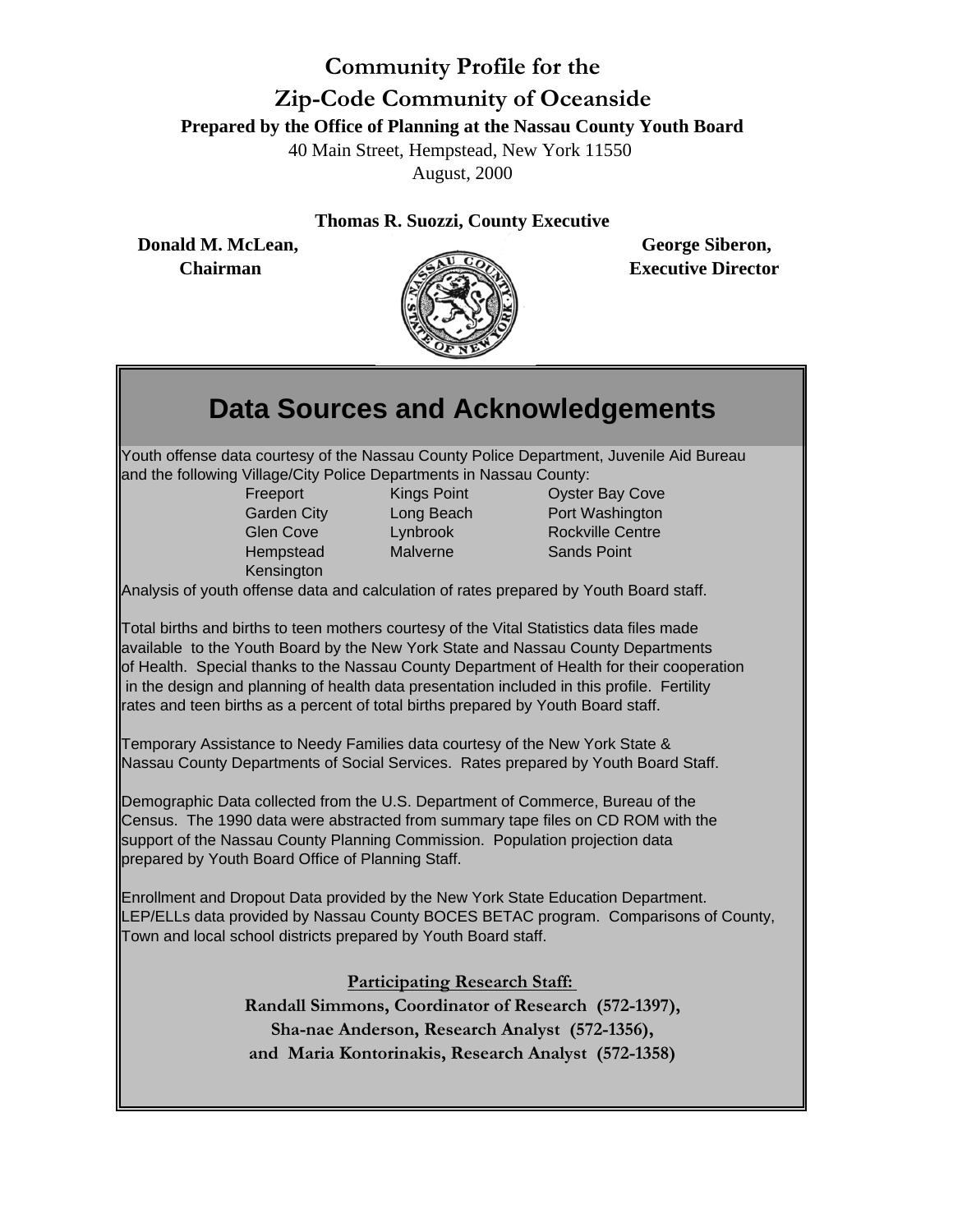# Community Profile for the Zip-Code Community of Oceanside

**Prepared by the Office of Planning at the Nassau County Youth Board**

40 Main Street, Hempstead, New York 11550

August, 2000

**Thomas R. Suozzi, County Executive**

**Donald M. McLean, Chairman**

**George Siberon, Executive Director**

## Data Sources and Acknowledgements

Youth offense data courtesy of the Nassau County Police Department, Juvenile Aid Bureau and the following Village/City Police Departments in Nassau County:

| | | |
|---|---|---|
| Freeport | Kings Point | Oyster Bay Cove |
| Garden City | Long Beach | Port Washington |
| Glen Cove | Lynbrook | Rockville Centre |
| Hempstead | Malverne | Sands Point |
| Kensington | | |

Analysis of youth offense data and calculation of rates prepared by Youth Board staff.

Total births and births to teen mothers courtesy of the Vital Statistics data files made available to the Youth Board by the New York State and Nassau County Departments of Health. Special thanks to the Nassau County Department of Health for their cooperation in the design and planning of health data presentation included in this profile. Fertility rates and teen births as a percent of total births prepared by Youth Board staff.

Temporary Assistance to Needy Families data courtesy of the New York State & Nassau County Departments of Social Services. Rates prepared by Youth Board Staff.

Demographic Data collected from the U.S. Department of Commerce, Bureau of the Census. The 1990 data were abstracted from summary tape files on CD ROM with the support of the Nassau County Planning Commission. Population projection data prepared by Youth Board Office of Planning Staff.

Enrollment and Dropout Data provided by the New York State Education Department. LEP/ELLs data provided by Nassau County BOCES BETAC program. Comparisons of County, Town and local school districts prepared by Youth Board staff.

**Participating Research Staff:**

**Randall Simmons, Coordinator of Research (572-1397),**
**Sha-nae Anderson, Research Analyst (572-1356),**
**and Maria Kontorinakis, Research Analyst (572-1358)**